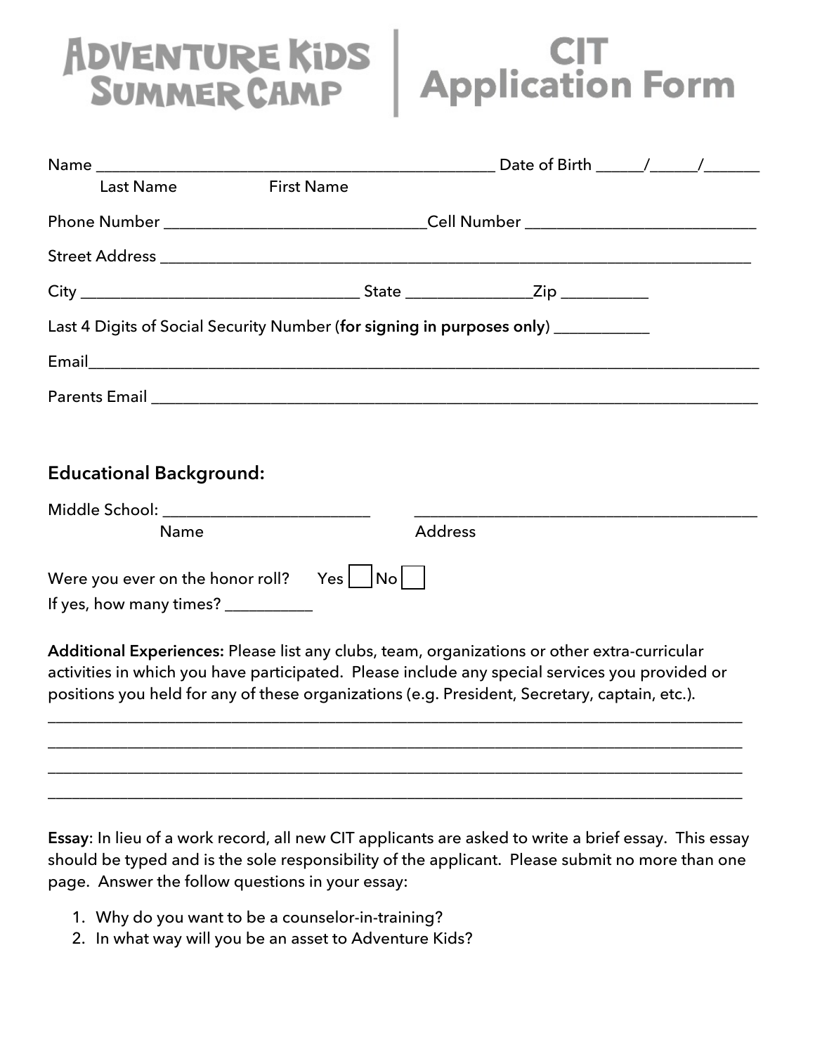# ADVENTURE KIDS SUMMER CAMP | CIT Application Form

Name ________________________________________________ Date of Birth _____/_____/______
Last Name First Name

Phone Number ______________________________Cell Number __________________________

Street Address _______________________________________________________________________

City _______________________________ State ______________Zip __________

Last 4 Digits of Social Security Number (**for signing in purposes only**) __________

Email_________________________________________________________________________

Parents Email _______________________________________________________________________

## Educational Background:

Middle School: _______________________ ________________________________________
Name Address

Were you ever on the honor roll? Yes ☐ No ☐
If yes, how many times? __________

**Additional Experiences:** Please list any clubs, team, organizations or other extra-curricular activities in which you have participated. Please include any special services you provided or positions you held for any of these organizations (e.g. President, Secretary, captain, etc.).

_______________________________________________________________________________
_______________________________________________________________________________
_______________________________________________________________________________
_______________________________________________________________________________

**Essay**: In lieu of a work record, all new CIT applicants are asked to write a brief essay. This essay should be typed and is the sole responsibility of the applicant. Please submit no more than one page. Answer the follow questions in your essay:

1. Why do you want to be a counselor-in-training?
2. In what way will you be an asset to Adventure Kids?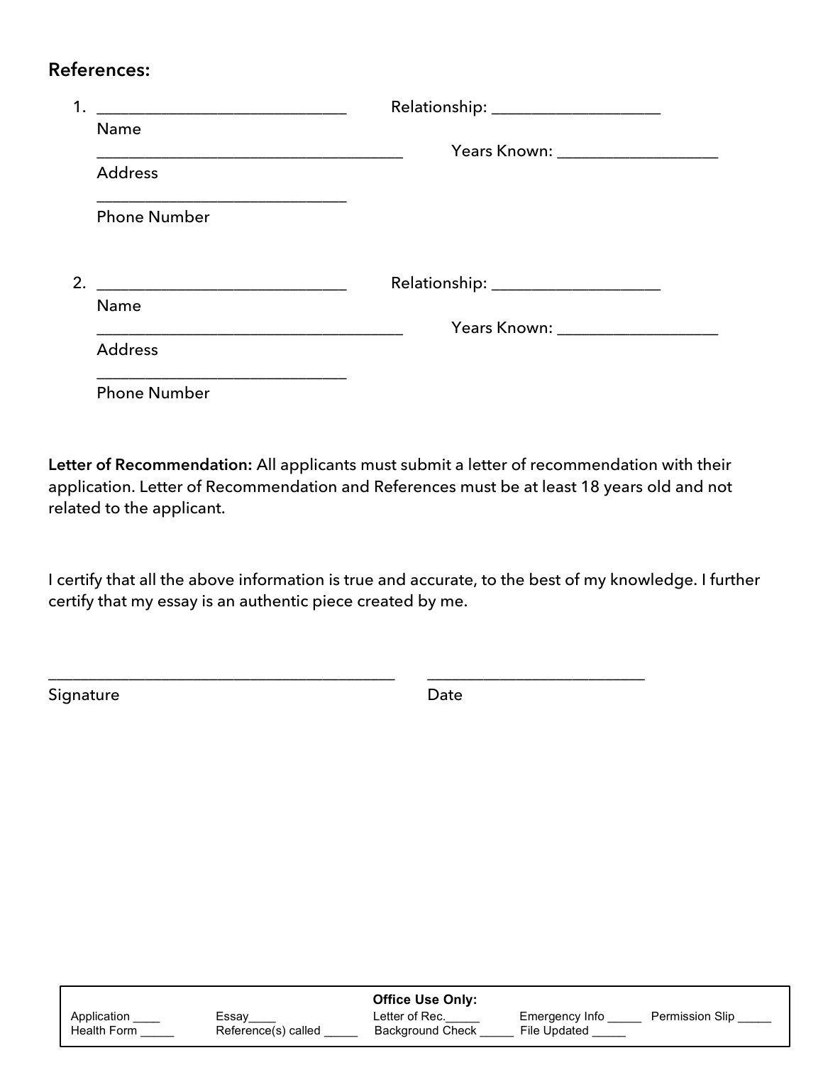## References:

1. ______________________________ Relationship: ____________________
   Name
   ____________________________________ Years Known: ___________________
   Address
   ______________________________
   Phone Number

2. ______________________________ Relationship: ____________________
   Name
   ____________________________________ Years Known: ___________________
   Address
   ______________________________
   Phone Number

**Letter of Recommendation:** All applicants must submit a letter of recommendation with their application. Letter of Recommendation and References must be at least 18 years old and not related to the applicant.

I certify that all the above information is true and accurate, to the best of my knowledge. I further certify that my essay is an authentic piece created by me.

__________________________________________ ___________________________
Signature Date

**Office Use Only:**

| | | | | |
|---|---|---|---|---|
| Application ____ | Essay____ | Letter of Rec._____ | Emergency Info _____ | Permission Slip _____ |
| Health Form _____ | Reference(s) called _____ | Background Check _____ | File Updated _____ | |